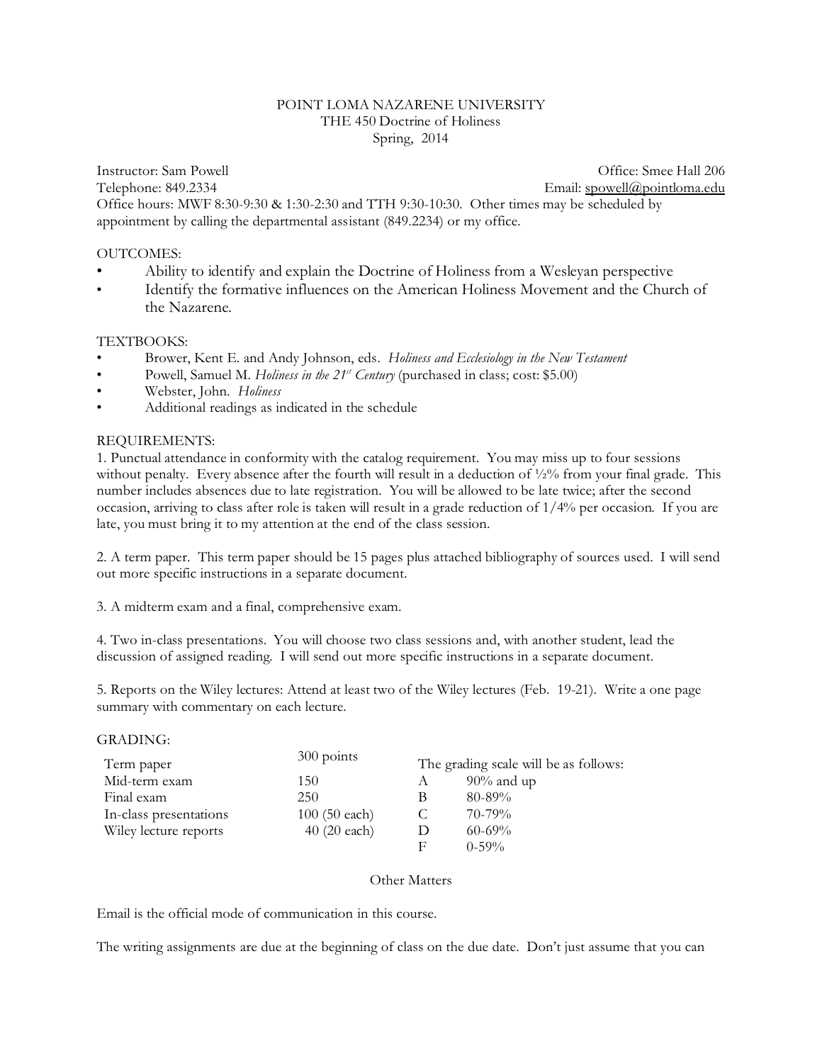# POINT LOMA NAZARENE UNIVERSITY
## THE 450 Doctrine of Holiness
### Spring, 2014

Instructor: Sam Powell — Office: Smee Hall 206
Telephone: 849.2334 — Email: spowell@pointloma.edu
Office hours: MWF 8:30-9:30 & 1:30-2:30 and TTH 9:30-10:30. Other times may be scheduled by appointment by calling the departmental assistant (849.2234) or my office.

OUTCOMES:

- Ability to identify and explain the Doctrine of Holiness from a Wesleyan perspective
- Identify the formative influences on the American Holiness Movement and the Church of the Nazarene.

TEXTBOOKS:

- Brower, Kent E. and Andy Johnson, eds. *Holiness and Ecclesiology in the New Testament*
- Powell, Samuel M. *Holiness in the 21st Century* (purchased in class; cost: $5.00)
- Webster, John. *Holiness*
- Additional readings as indicated in the schedule

REQUIREMENTS:

1. Punctual attendance in conformity with the catalog requirement. You may miss up to four sessions without penalty. Every absence after the fourth will result in a deduction of ½% from your final grade. This number includes absences due to late registration. You will be allowed to be late twice; after the second occasion, arriving to class after role is taken will result in a grade reduction of 1/4% per occasion. If you are late, you must bring it to my attention at the end of the class session.

2. A term paper. This term paper should be 15 pages plus attached bibliography of sources used. I will send out more specific instructions in a separate document.

3. A midterm exam and a final, comprehensive exam.

4. Two in-class presentations. You will choose two class sessions and, with another student, lead the discussion of assigned reading. I will send out more specific instructions in a separate document.

5. Reports on the Wiley lectures: Attend at least two of the Wiley lectures (Feb. 19-21). Write a one page summary with commentary on each lecture.

GRADING:

| Assignment | Points |
|---|---|
| Term paper | 300 points |
| Mid-term exam | 150 |
| Final exam | 250 |
| In-class presentations | 100 (50 each) |
| Wiley lecture reports | 40 (20 each) |

The grading scale will be as follows:

| Grade | Range |
|---|---|
| A | 90% and up |
| B | 80-89% |
| C | 70-79% |
| D | 60-69% |
| F | 0-59% |

## Other Matters

Email is the official mode of communication in this course.

The writing assignments are due at the beginning of class on the due date. Don't just assume that you can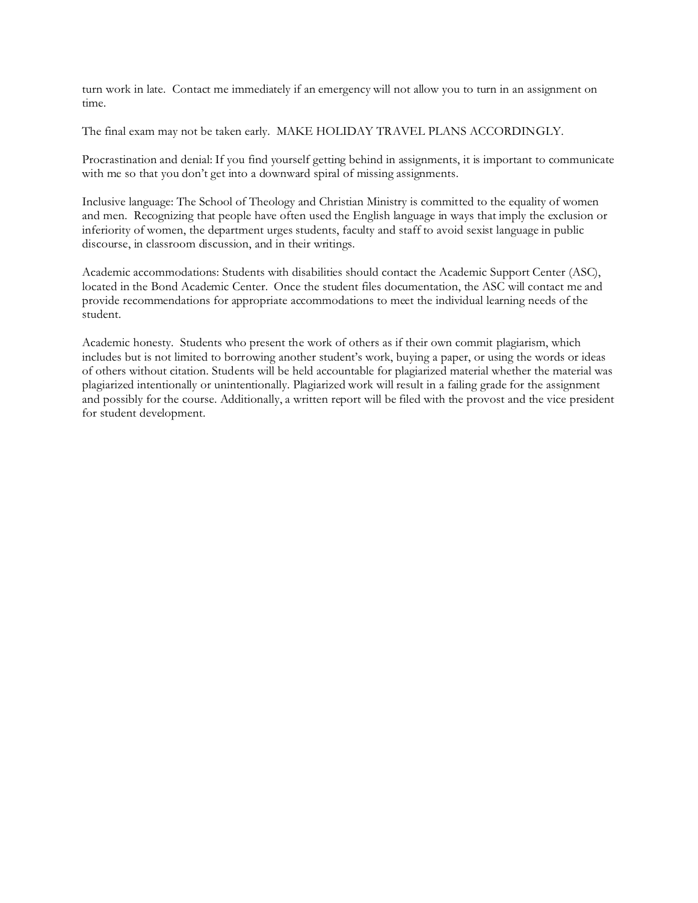turn work in late. Contact me immediately if an emergency will not allow you to turn in an assignment on time.

The final exam may not be taken early. MAKE HOLIDAY TRAVEL PLANS ACCORDINGLY.

Procrastination and denial: If you find yourself getting behind in assignments, it is important to communicate with me so that you don't get into a downward spiral of missing assignments.

Inclusive language: The School of Theology and Christian Ministry is committed to the equality of women and men. Recognizing that people have often used the English language in ways that imply the exclusion or inferiority of women, the department urges students, faculty and staff to avoid sexist language in public discourse, in classroom discussion, and in their writings.

Academic accommodations: Students with disabilities should contact the Academic Support Center (ASC), located in the Bond Academic Center. Once the student files documentation, the ASC will contact me and provide recommendations for appropriate accommodations to meet the individual learning needs of the student.

Academic honesty. Students who present the work of others as if their own commit plagiarism, which includes but is not limited to borrowing another student's work, buying a paper, or using the words or ideas of others without citation. Students will be held accountable for plagiarized material whether the material was plagiarized intentionally or unintentionally. Plagiarized work will result in a failing grade for the assignment and possibly for the course. Additionally, a written report will be filed with the provost and the vice president for student development.